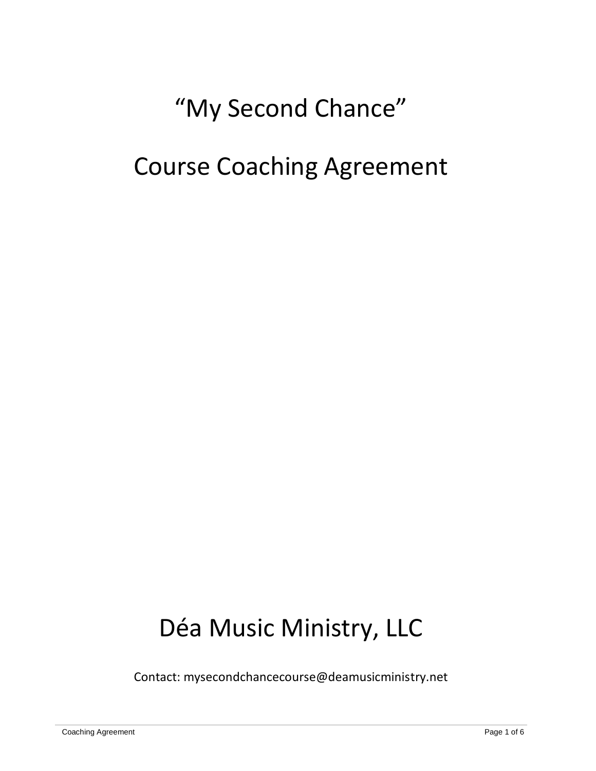# "My Second Chance"

# Course Coaching Agreement

# Déa Music Ministry, LLC

Contact: mysecondchancecourse@deamusicministry.net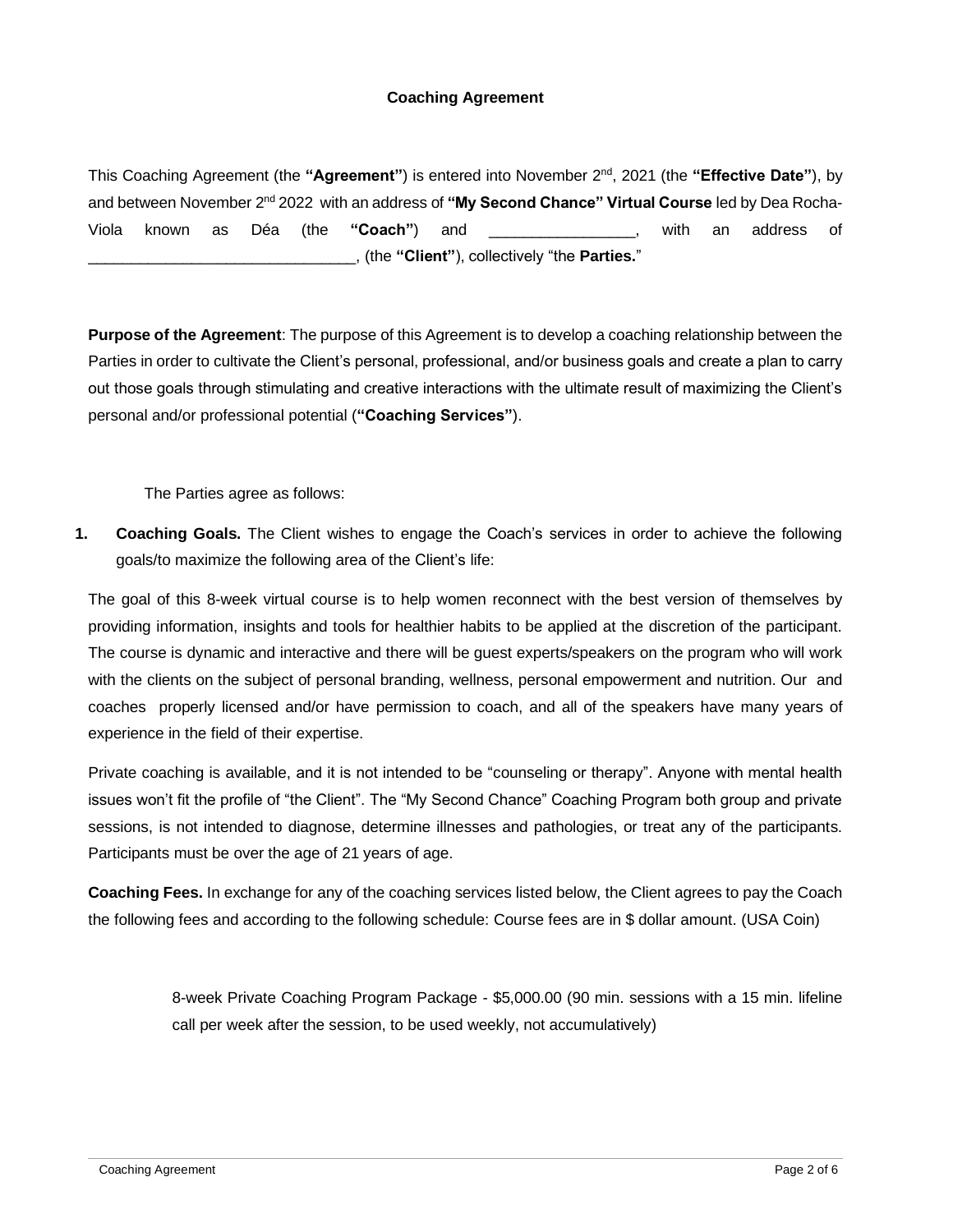**Coaching Agreement**

This Coaching Agreement (the **"Agreement"**) is entered into November 2nd, 2021 (the **"Effective Date"**), by and between November 2nd 2022 with an address of **"My Second Chance" Virtual Course** led by Dea Rocha-Viola known as Déa (the **"Coach"**) and _________________, with an address of _______________________________, (the **"Client"**), collectively "the **Parties.**"

**Purpose of the Agreement**: The purpose of this Agreement is to develop a coaching relationship between the Parties in order to cultivate the Client's personal, professional, and/or business goals and create a plan to carry out those goals through stimulating and creative interactions with the ultimate result of maximizing the Client's personal and/or professional potential (**"Coaching Services"**).

The Parties agree as follows:

1. **Coaching Goals.** The Client wishes to engage the Coach's services in order to achieve the following goals/to maximize the following area of the Client's life:

The goal of this 8-week virtual course is to help women reconnect with the best version of themselves by providing information, insights and tools for healthier habits to be applied at the discretion of the participant. The course is dynamic and interactive and there will be guest experts/speakers on the program who will work with the clients on the subject of personal branding, wellness, personal empowerment and nutrition. Our and coaches properly licensed and/or have permission to coach, and all of the speakers have many years of experience in the field of their expertise.

Private coaching is available, and it is not intended to be "counseling or therapy". Anyone with mental health issues won't fit the profile of "the Client". The "My Second Chance" Coaching Program both group and private sessions, is not intended to diagnose, determine illnesses and pathologies, or treat any of the participants. Participants must be over the age of 21 years of age.

**Coaching Fees.** In exchange for any of the coaching services listed below, the Client agrees to pay the Coach the following fees and according to the following schedule: Course fees are in $ dollar amount. (USA Coin)

8-week Private Coaching Program Package - $5,000.00 (90 min. sessions with a 15 min. lifeline call per week after the session, to be used weekly, not accumulatively)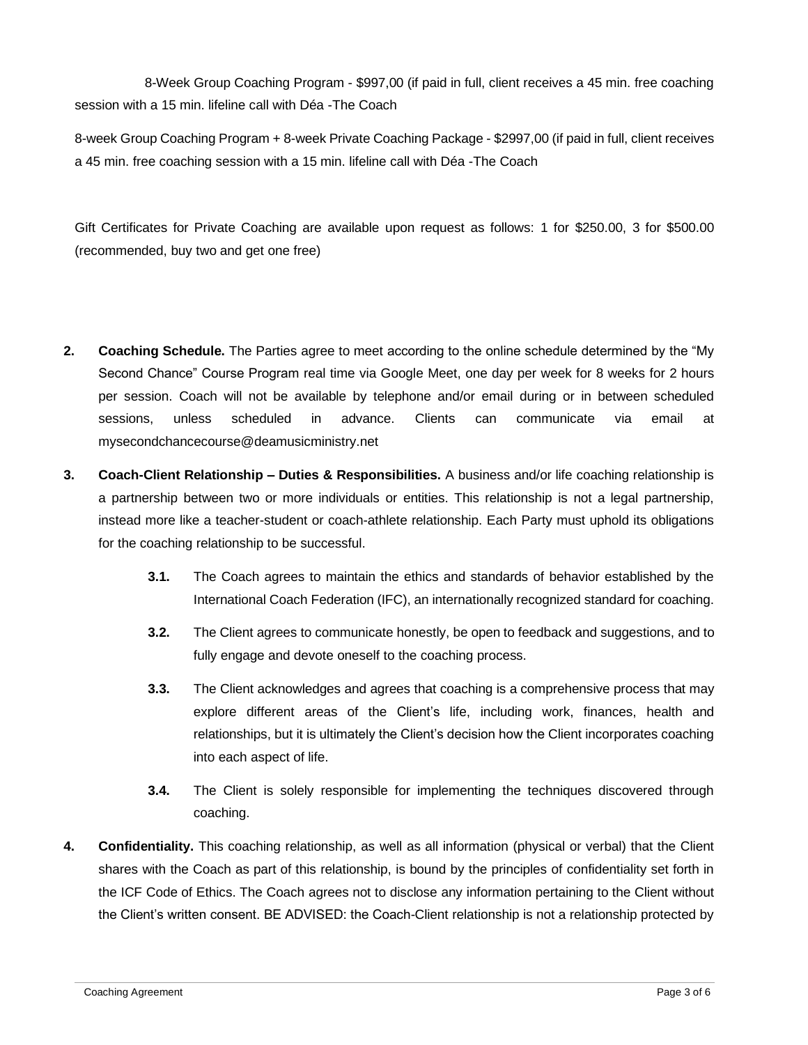8-Week Group Coaching Program - $997,00 (if paid in full, client receives a 45 min. free coaching session with a 15 min. lifeline call with Déa -The Coach

8-week Group Coaching Program + 8-week Private Coaching Package - $2997,00 (if paid in full, client receives a 45 min. free coaching session with a 15 min. lifeline call with Déa -The Coach

Gift Certificates for Private Coaching are available upon request as follows: 1 for $250.00, 3 for $500.00 (recommended, buy two and get one free)

2. **Coaching Schedule.** The Parties agree to meet according to the online schedule determined by the "My Second Chance" Course Program real time via Google Meet, one day per week for 8 weeks for 2 hours per session. Coach will not be available by telephone and/or email during or in between scheduled sessions, unless scheduled in advance. Clients can communicate via email at mysecondchancecourse@deamusicministry.net

3. **Coach-Client Relationship – Duties & Responsibilities.** A business and/or life coaching relationship is a partnership between two or more individuals or entities. This relationship is not a legal partnership, instead more like a teacher-student or coach-athlete relationship. Each Party must uphold its obligations for the coaching relationship to be successful.

   **3.1.** The Coach agrees to maintain the ethics and standards of behavior established by the International Coach Federation (IFC), an internationally recognized standard for coaching.

   **3.2.** The Client agrees to communicate honestly, be open to feedback and suggestions, and to fully engage and devote oneself to the coaching process.

   **3.3.** The Client acknowledges and agrees that coaching is a comprehensive process that may explore different areas of the Client's life, including work, finances, health and relationships, but it is ultimately the Client's decision how the Client incorporates coaching into each aspect of life.

   **3.4.** The Client is solely responsible for implementing the techniques discovered through coaching.

4. **Confidentiality.** This coaching relationship, as well as all information (physical or verbal) that the Client shares with the Coach as part of this relationship, is bound by the principles of confidentiality set forth in the ICF Code of Ethics. The Coach agrees not to disclose any information pertaining to the Client without the Client's written consent. BE ADVISED: the Coach-Client relationship is not a relationship protected by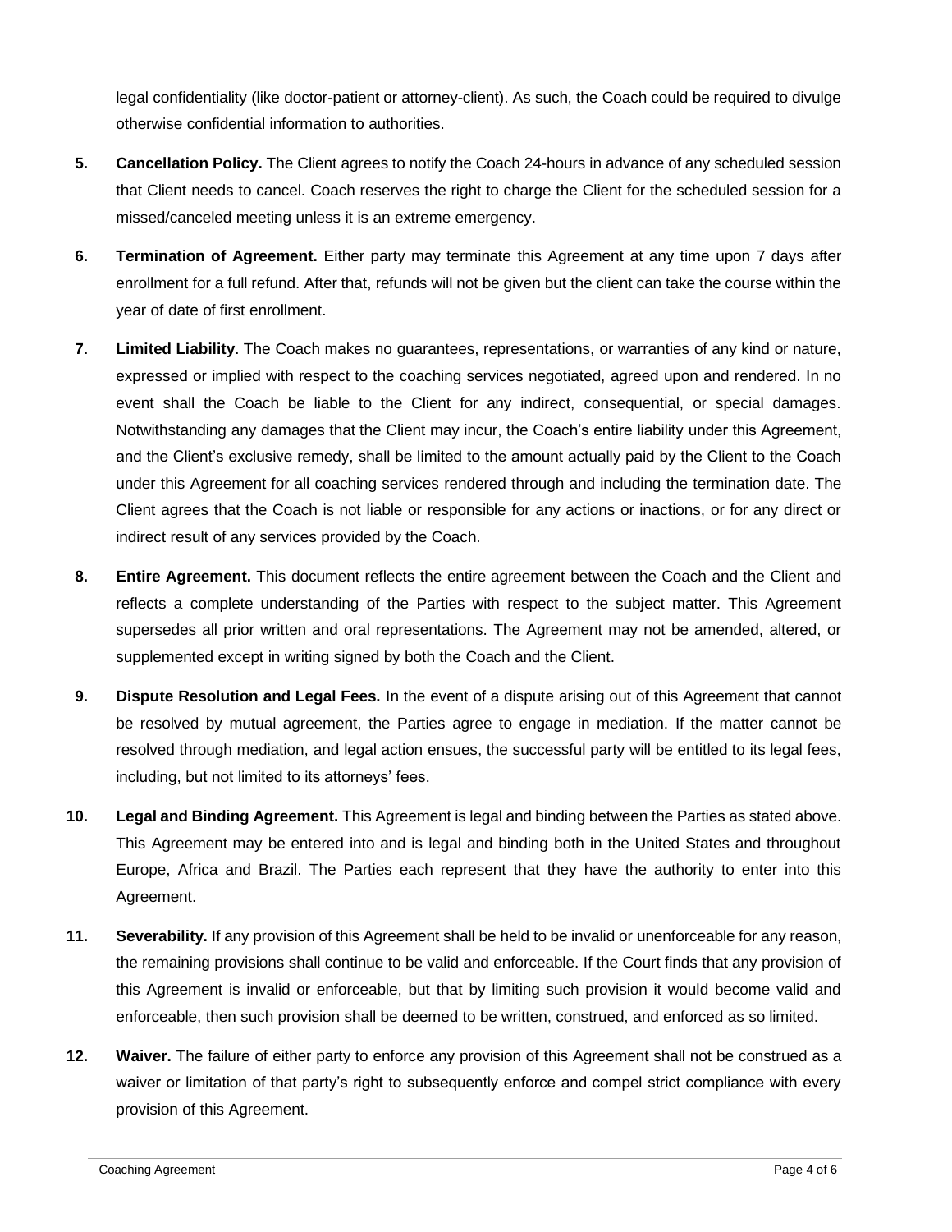legal confidentiality (like doctor-patient or attorney-client). As such, the Coach could be required to divulge otherwise confidential information to authorities.

**5. Cancellation Policy.** The Client agrees to notify the Coach 24-hours in advance of any scheduled session that Client needs to cancel. Coach reserves the right to charge the Client for the scheduled session for a missed/canceled meeting unless it is an extreme emergency.

**6. Termination of Agreement.** Either party may terminate this Agreement at any time upon 7 days after enrollment for a full refund. After that, refunds will not be given but the client can take the course within the year of date of first enrollment.

**7. Limited Liability.** The Coach makes no guarantees, representations, or warranties of any kind or nature, expressed or implied with respect to the coaching services negotiated, agreed upon and rendered. In no event shall the Coach be liable to the Client for any indirect, consequential, or special damages. Notwithstanding any damages that the Client may incur, the Coach's entire liability under this Agreement, and the Client's exclusive remedy, shall be limited to the amount actually paid by the Client to the Coach under this Agreement for all coaching services rendered through and including the termination date. The Client agrees that the Coach is not liable or responsible for any actions or inactions, or for any direct or indirect result of any services provided by the Coach.

**8. Entire Agreement.** This document reflects the entire agreement between the Coach and the Client and reflects a complete understanding of the Parties with respect to the subject matter. This Agreement supersedes all prior written and oral representations. The Agreement may not be amended, altered, or supplemented except in writing signed by both the Coach and the Client.

**9. Dispute Resolution and Legal Fees.** In the event of a dispute arising out of this Agreement that cannot be resolved by mutual agreement, the Parties agree to engage in mediation. If the matter cannot be resolved through mediation, and legal action ensues, the successful party will be entitled to its legal fees, including, but not limited to its attorneys' fees.

**10. Legal and Binding Agreement.** This Agreement is legal and binding between the Parties as stated above. This Agreement may be entered into and is legal and binding both in the United States and throughout Europe, Africa and Brazil. The Parties each represent that they have the authority to enter into this Agreement.

**11. Severability.** If any provision of this Agreement shall be held to be invalid or unenforceable for any reason, the remaining provisions shall continue to be valid and enforceable. If the Court finds that any provision of this Agreement is invalid or enforceable, but that by limiting such provision it would become valid and enforceable, then such provision shall be deemed to be written, construed, and enforced as so limited.

**12. Waiver.** The failure of either party to enforce any provision of this Agreement shall not be construed as a waiver or limitation of that party's right to subsequently enforce and compel strict compliance with every provision of this Agreement.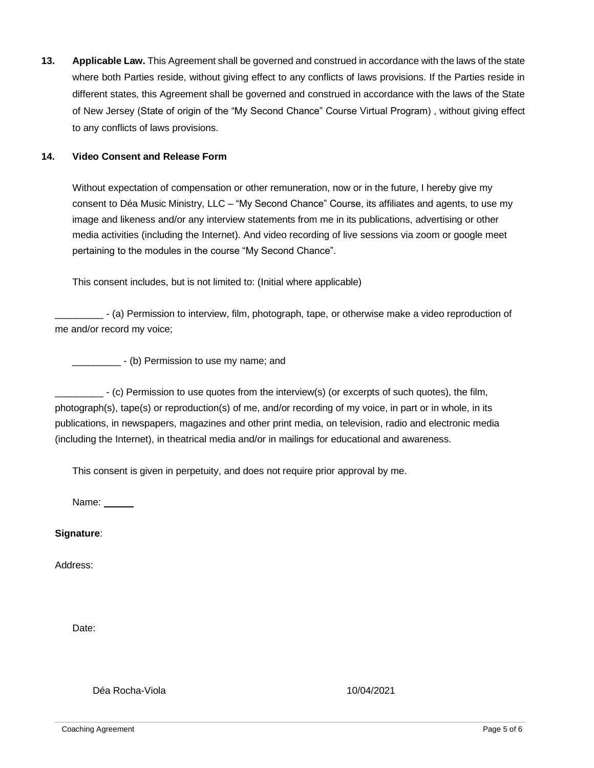**13. Applicable Law.** This Agreement shall be governed and construed in accordance with the laws of the state where both Parties reside, without giving effect to any conflicts of laws provisions. If the Parties reside in different states, this Agreement shall be governed and construed in accordance with the laws of the State of New Jersey (State of origin of the "My Second Chance" Course Virtual Program) , without giving effect to any conflicts of laws provisions.

**14. Video Consent and Release Form**

Without expectation of compensation or other remuneration, now or in the future, I hereby give my consent to Déa Music Ministry, LLC – "My Second Chance" Course, its affiliates and agents, to use my image and likeness and/or any interview statements from me in its publications, advertising or other media activities (including the Internet). And video recording of live sessions via zoom or google meet pertaining to the modules in the course "My Second Chance".

This consent includes, but is not limited to: (Initial where applicable)

_________ - (a) Permission to interview, film, photograph, tape, or otherwise make a video reproduction of me and/or record my voice;

_________ - (b) Permission to use my name; and

_________ - (c) Permission to use quotes from the interview(s) (or excerpts of such quotes), the film, photograph(s), tape(s) or reproduction(s) of me, and/or recording of my voice, in part or in whole, in its publications, in newspapers, magazines and other print media, on television, radio and electronic media (including the Internet), in theatrical media and/or in mailings for educational and awareness.

This consent is given in perpetuity, and does not require prior approval by me.

Name: ______

**Signature**:

Address:

Date:

Déa Rocha-Viola 10/04/2021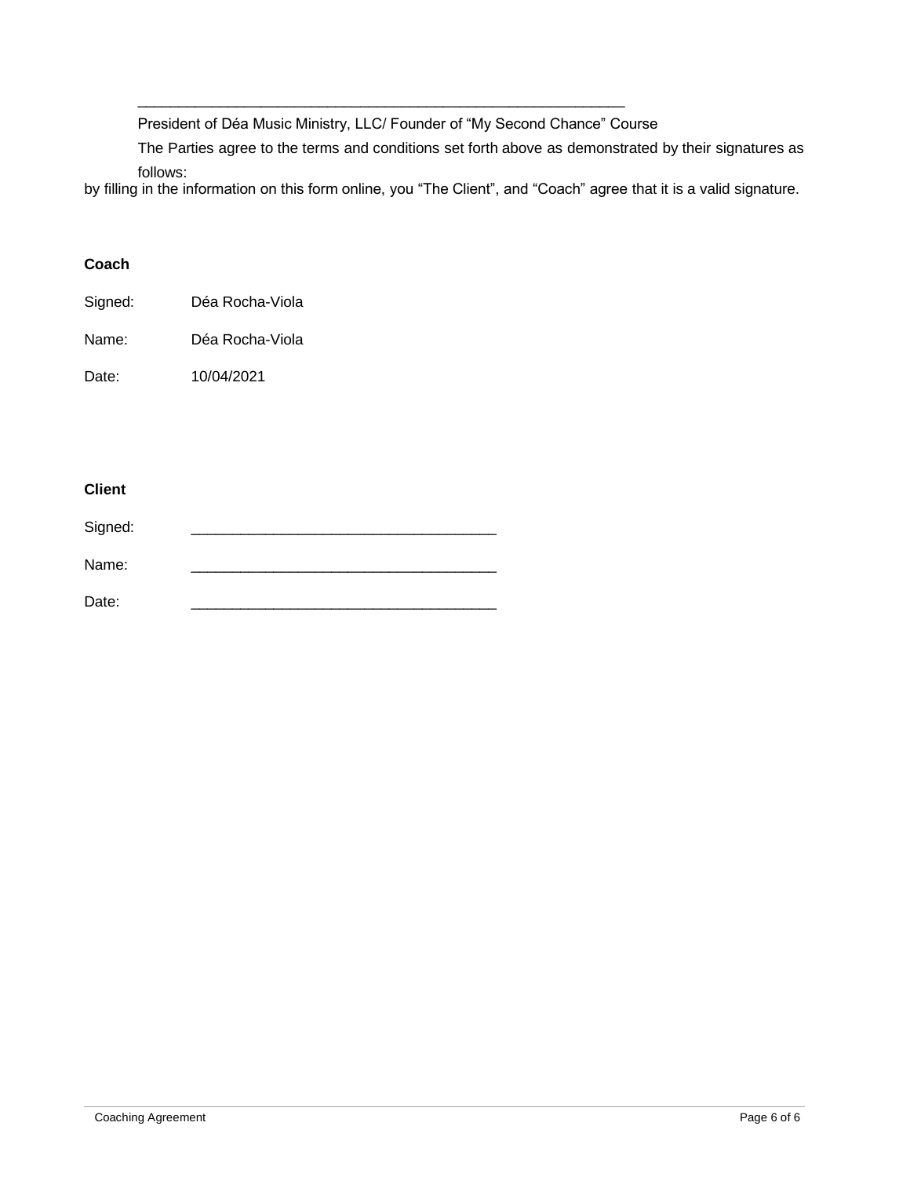\_\_\_\_\_\_\_\_\_\_\_\_\_\_\_\_\_\_\_\_\_\_\_\_\_\_\_\_\_\_\_\_\_\_\_\_\_\_\_\_\_\_\_\_\_\_\_\_\_\_\_\_\_\_\_\_\_\_\_\_

President of Déa Music Ministry, LLC/ Founder of “My Second Chance” Course

The Parties agree to the terms and conditions set forth above as demonstrated by their signatures as follows:

by filling in the information on this form online, you “The Client”, and “Coach” agree that it is a valid signature.

**Coach**

Signed: Déa Rocha-Viola

Name: Déa Rocha-Viola

Date: 10/04/2021

**Client**

Signed: \_\_\_\_\_\_\_\_\_\_\_\_\_\_\_\_\_\_\_\_\_\_\_\_\_\_\_\_\_\_\_\_\_\_\_\_

Name: \_\_\_\_\_\_\_\_\_\_\_\_\_\_\_\_\_\_\_\_\_\_\_\_\_\_\_\_\_\_\_\_\_\_\_\_

Date: \_\_\_\_\_\_\_\_\_\_\_\_\_\_\_\_\_\_\_\_\_\_\_\_\_\_\_\_\_\_\_\_\_\_\_\_